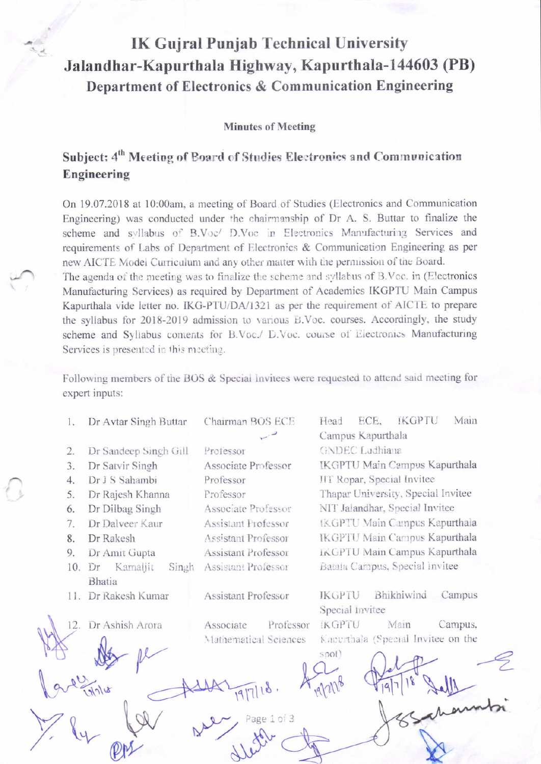# IK Gujral Punjab Technical University
# Jalandhar-Kapurthala Highway, Kapurthala-144603 (PB)
## Department of Electronics & Communication Engineering

**Minutes of Meeting**

## Subject: 4th Meeting of Board of Studies Electronics and Communication Engineering

On 19.07.2018 at 10:00am, a meeting of Board of Studies (Electronics and Communication Engineering) was conducted under the chairmanship of Dr A. S. Buttar to finalize the scheme and syllabus of B.Voc/ D.Voc in Electronics Manufacturing Services and requirements of Labs of Department of Electronics & Communication Engineering as per new AICTE Model Curriculum and any other matter with the permission of the Board.

The agenda of the meeting was to finalize the scheme and syllabus of B.Voc. in (Electronics Manufacturing Services) as required by Department of Academics IKGPTU Main Campus Kapurthala vide letter no. IKG-PTU/DA/1321 as per the requirement of AICTE to prepare the syllabus for 2018-2019 admission to various B.Voc. courses. Accordingly, the study scheme and Syllabus contents for B.Voc./ D.Voc. course of Electronics Manufacturing Services is presented in this meeting.

Following members of the BOS & Special Invitees were requested to attend said meeting for expert inputs:

| | Name | Designation | Affiliation |
|---|---|---|---|
| 1. | Dr Avtar Singh Buttar | Chairman BOS ECE | Head ECE, IKGPTU Main Campus Kapurthala |
| 2. | Dr Sandeep Singh Gill | Professor | GNDEC Ludhiana |
| 3. | Dr Satvir Singh | Associate Professor | IKGPTU Main Campus Kapurthala |
| 4. | Dr J S Sahambi | Professor | IIT Ropar, Special Invitee |
| 5. | Dr Rajesh Khanna | Professor | Thapar University, Special Invitee |
| 6. | Dr Dilbag Singh | Associate Professor | NIT Jalandhar, Special Invitee |
| 7. | Dr Dalveer Kaur | Assistant Professor | IKGPTU Main Campus Kapurthala |
| 8. | Dr Rakesh | Assistant Professor | IKGPTU Main Campus Kapurthala |
| 9. | Dr Amit Gupta | Assistant Professor | IKGPTU Main Campus Kapurthala |
| 10. | Dr Kamaljit Singh Bhatia | Assistant Professor | Batala Campus, Special Invitee |
| 11. | Dr Rakesh Kumar | Assistant Professor | IKGPTU Bhikhiwind Campus Special Invitee |
| 12. | Dr Ashish Arora | Associate Professor Mathematical Sciences | IKGPTU Main Campus, Kapurthala (Special Invitee on the spot) |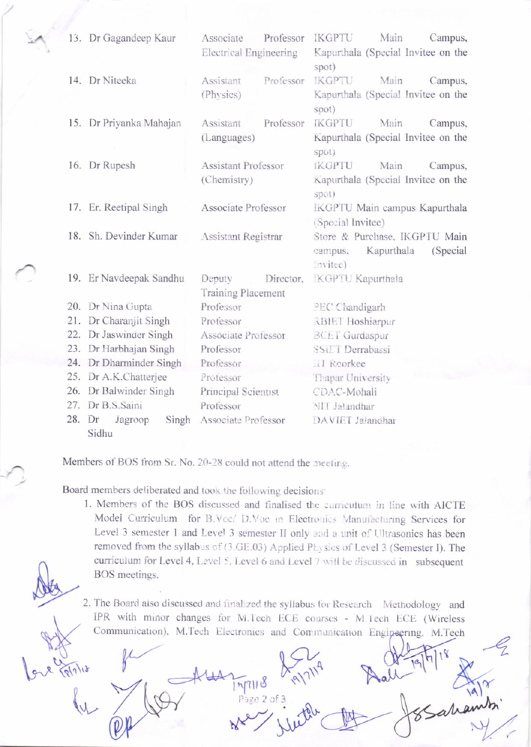| | | | |
|---|---|---|---|
| 13. | Dr Gagandeep Kaur | Associate Professor Electrical Engineering | IKGPTU Main Campus, Kapurthala (Special Invitee on the spot) |
| 14. | Dr Niteeka | Assistant Professor (Physics) | IKGPTU Main Campus, Kapurthala (Special Invitee on the spot) |
| 15. | Dr Priyanka Mahajan | Assistant Professor (Languages) | IKGPTU Main Campus, Kapurthala (Special Invitee on the spot) |
| 16. | Dr Rupesh | Assistant Professor (Chemistry) | IKGPTU Main Campus, Kapurthala (Special Invitee on the spot) |
| 17. | Er. Reetipal Singh | Associate Professor | IKGPTU Main campus Kapurthala (Special Invitee) |
| 18. | Sh. Devinder Kumar | Assistant Registrar | Store & Purchase, IKGPTU Main campus, Kapurthala (Special Invitee) |
| 19. | Er Navdeepak Sandhu | Deputy Director, Training Placement | IKGPTU Kapurthala |
| 20. | Dr Nina Gupta | Professor | PEC Chandigarh |
| 21. | Dr Charanjit Singh | Professor | ABIET Hoshiarpur |
| 22. | Dr Jaswinder Singh | Associate Professor | BCET Gurdaspur |
| 23. | Dr Harbhajan Singh | Professor | SSIET Derrabassi |
| 24. | Dr Dharminder Singh | Professor | IIT Roorkee |
| 25. | Dr A.K.Chatterjee | Professor | Thapar University |
| 26. | Dr Balwinder Singh | Principal Scientist | CDAC-Mohali |
| 27. | Dr B.S.Saini | Professor | NIT Jalandhar |
| 28. | Dr Jagroop Singh Sidhu | Associate Professor | DAVIET Jalandhar |

Members of BOS from Sr. No. 20-28 could not attend the meeting.

Board members deliberated and took the following decisions:

1. Members of the BOS discussed and finalised the curriculum in line with AICTE Model Curriculum for B.Voc/ D.Voc in Electronics Manufacturing Services for Level 3 semester 1 and Level 3 semester II only and a unit of Ultrasonics has been removed from the syllabus of (3.GE.03) Applied Physics of Level 3 (Semester I). The curriculum for Level 4, Level 5, Level 6 and Level 7 will be discussed in subsequent BOS meetings.

2. The Board also discussed and finalized the syllabus for Research Methodology and IPR with minor changes for M.Tech ECE courses - M.Tech ECE (Wireless Communication), M.Tech Electronics and Communication Engineering, M.Tech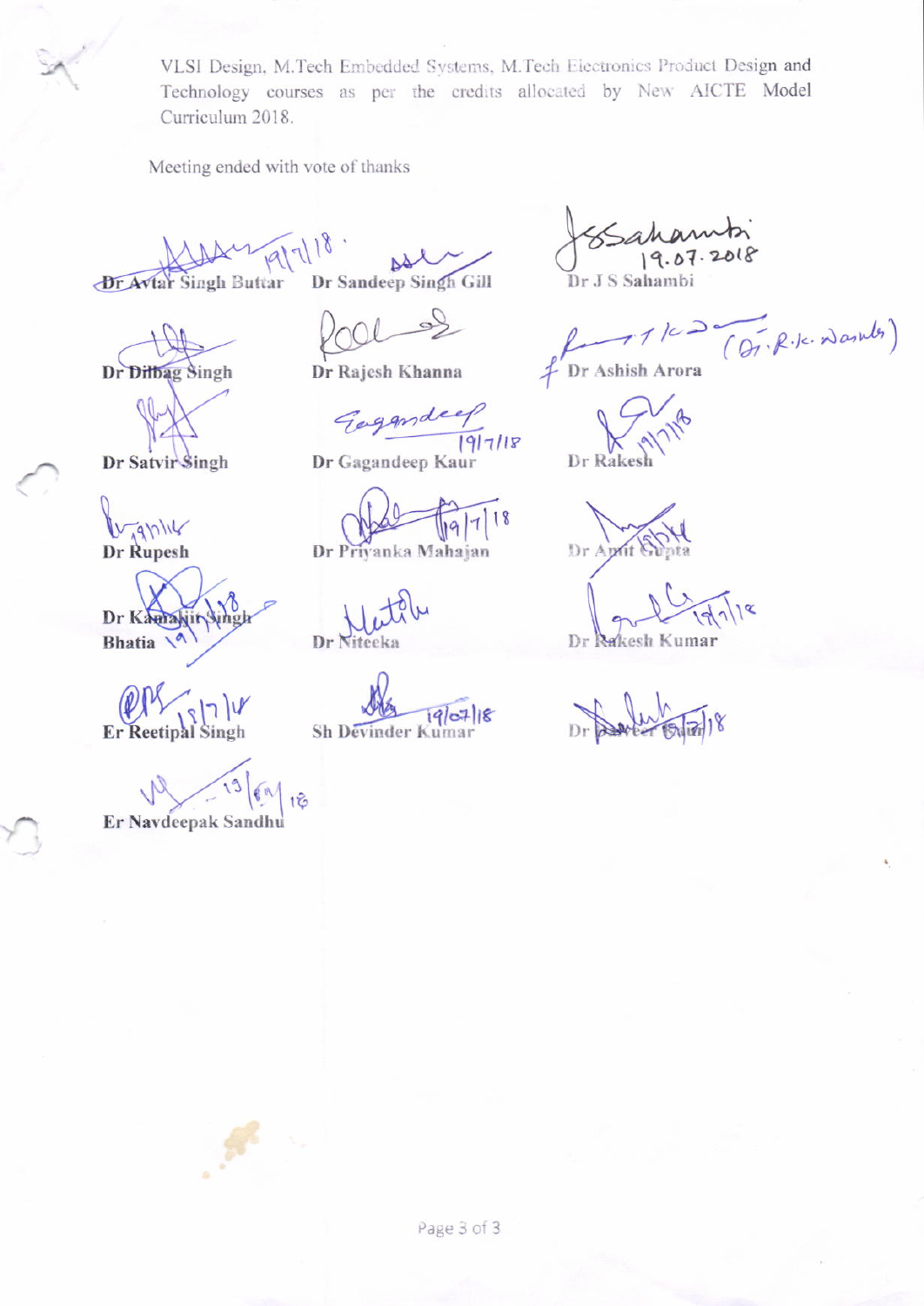VLSI Design, M.Tech Embedded Systems, M.Tech Electronics Product Design and Technology courses as per the credits allocated by New AICTE Model Curriculum 2018.

Meeting ended with vote of thanks

| | | |
|---|---|---|
| Dr Avtar Singh Buttar | Dr Sandeep Singh Gill | Dr J S Sahambi |
| Dr Dilbag Singh | Dr Rajesh Khanna | Dr Ashish Arora |
| Dr Satvir Singh | Dr Gagandeep Kaur | Dr Rakesh |
| Dr Rupesh | Dr Priyanka Mahajan | Dr Amit Gupta |
| Dr Kamaljit Singh Bhatia | Dr Niteeka | Dr Rakesh Kumar |
| Er Reetipal Singh | Sh Devinder Kumar | Dr |
| Er Navdeepak Sandhu | | |